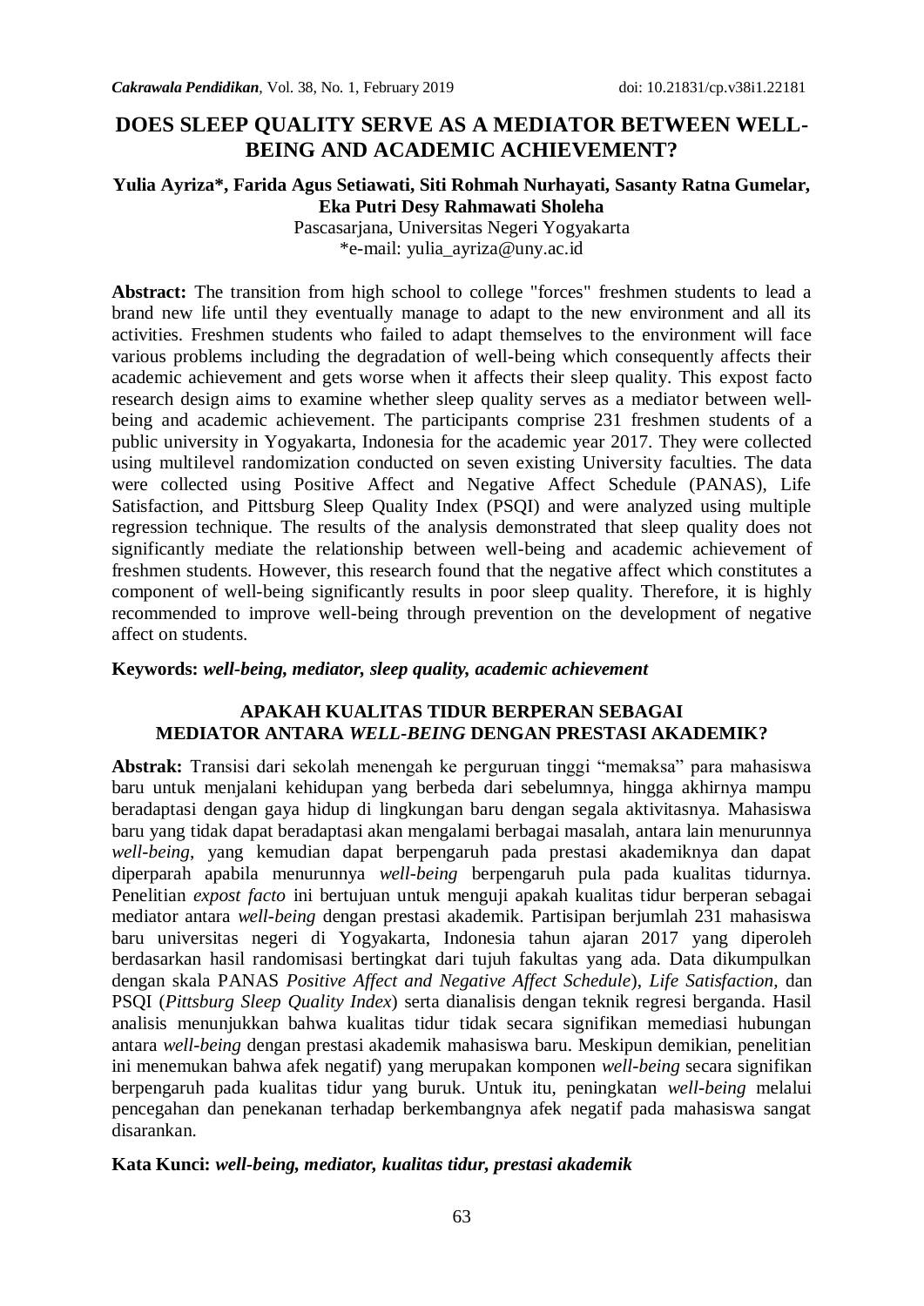# DOES SLEEP QUALITY SERVE AS A MEDIATOR BETWEEN WELL-BEING AND ACADEMIC ACHIEVEMENT?

**Yulia Ayriza\*, Farida Agus Setiawati, Siti Rohmah Nurhayati, Sasanty Ratna Gumelar, Eka Putri Desy Rahmawati Sholeha**

Pascasarjana, Universitas Negeri Yogyakarta

\*e-mail: yulia_ayriza@uny.ac.id

**Abstract:** The transition from high school to college "forces" freshmen students to lead a brand new life until they eventually manage to adapt to the new environment and all its activities. Freshmen students who failed to adapt themselves to the environment will face various problems including the degradation of well-being which consequently affects their academic achievement and gets worse when it affects their sleep quality. This expost facto research design aims to examine whether sleep quality serves as a mediator between well-being and academic achievement. The participants comprise 231 freshmen students of a public university in Yogyakarta, Indonesia for the academic year 2017. They were collected using multilevel randomization conducted on seven existing University faculties. The data were collected using Positive Affect and Negative Affect Schedule (PANAS), Life Satisfaction, and Pittsburg Sleep Quality Index (PSQI) and were analyzed using multiple regression technique. The results of the analysis demonstrated that sleep quality does not significantly mediate the relationship between well-being and academic achievement of freshmen students. However, this research found that the negative affect which constitutes a component of well-being significantly results in poor sleep quality. Therefore, it is highly recommended to improve well-being through prevention on the development of negative affect on students.

**Keywords:** ***well-being, mediator, sleep quality, academic achievement***

## APAKAH KUALITAS TIDUR BERPERAN SEBAGAI MEDIATOR ANTARA *WELL-BEING* DENGAN PRESTASI AKADEMIK?

**Abstrak:** Transisi dari sekolah menengah ke perguruan tinggi "memaksa" para mahasiswa baru untuk menjalani kehidupan yang berbeda dari sebelumnya, hingga akhirnya mampu beradaptasi dengan gaya hidup di lingkungan baru dengan segala aktivitasnya. Mahasiswa baru yang tidak dapat beradaptasi akan mengalami berbagai masalah, antara lain menurunnya *well-being*, yang kemudian dapat berpengaruh pada prestasi akademiknya dan dapat diperparah apabila menurunnya *well-being* berpengaruh pula pada kualitas tidurnya. Penelitian *expost facto* ini bertujuan untuk menguji apakah kualitas tidur berperan sebagai mediator antara *well-being* dengan prestasi akademik. Partisipan berjumlah 231 mahasiswa baru universitas negeri di Yogyakarta, Indonesia tahun ajaran 2017 yang diperoleh berdasarkan hasil randomisasi bertingkat dari tujuh fakultas yang ada. Data dikumpulkan dengan skala PANAS *Positive Affect and Negative Affect Schedule*), *Life Satisfaction,* dan PSQI (*Pittsburg Sleep Quality Index*) serta dianalisis dengan teknik regresi berganda. Hasil analisis menunjukkan bahwa kualitas tidur tidak secara signifikan memediasi hubungan antara *well-being* dengan prestasi akademik mahasiswa baru. Meskipun demikian, penelitian ini menemukan bahwa afek negatif) yang merupakan komponen *well-being* secara signifikan berpengaruh pada kualitas tidur yang buruk. Untuk itu, peningkatan *well-being* melalui pencegahan dan penekanan terhadap berkembangnya afek negatif pada mahasiswa sangat disarankan.

**Kata Kunci:** ***well-being, mediator, kualitas tidur, prestasi akademik***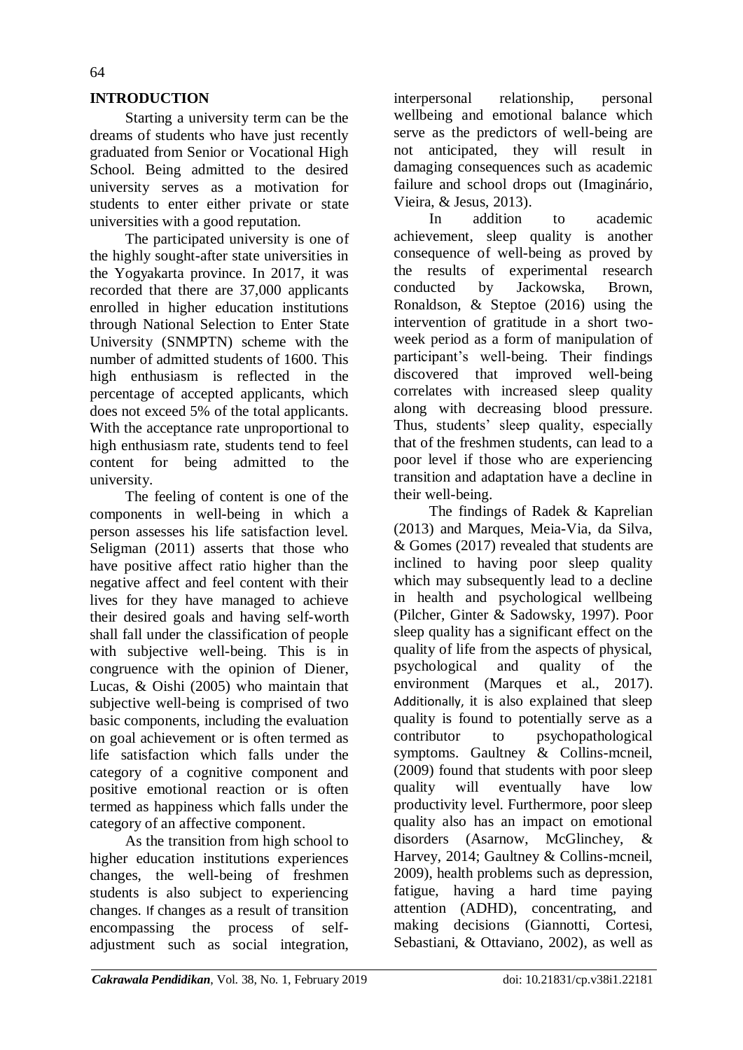## INTRODUCTION

Starting a university term can be the dreams of students who have just recently graduated from Senior or Vocational High School. Being admitted to the desired university serves as a motivation for students to enter either private or state universities with a good reputation.

The participated university is one of the highly sought-after state universities in the Yogyakarta province. In 2017, it was recorded that there are 37,000 applicants enrolled in higher education institutions through National Selection to Enter State University (SNMPTN) scheme with the number of admitted students of 1600. This high enthusiasm is reflected in the percentage of accepted applicants, which does not exceed 5% of the total applicants. With the acceptance rate unproportional to high enthusiasm rate, students tend to feel content for being admitted to the university.

The feeling of content is one of the components in well-being in which a person assesses his life satisfaction level. Seligman (2011) asserts that those who have positive affect ratio higher than the negative affect and feel content with their lives for they have managed to achieve their desired goals and having self-worth shall fall under the classification of people with subjective well-being. This is in congruence with the opinion of Diener, Lucas, & Oishi (2005) who maintain that subjective well-being is comprised of two basic components, including the evaluation on goal achievement or is often termed as life satisfaction which falls under the category of a cognitive component and positive emotional reaction or is often termed as happiness which falls under the category of an affective component.

As the transition from high school to higher education institutions experiences changes, the well-being of freshmen students is also subject to experiencing changes. If changes as a result of transition encompassing the process of self-adjustment such as social integration, interpersonal relationship, personal wellbeing and emotional balance which serve as the predictors of well-being are not anticipated, they will result in damaging consequences such as academic failure and school drops out (Imaginário, Vieira, & Jesus, 2013).

In addition to academic achievement, sleep quality is another consequence of well-being as proved by the results of experimental research conducted by Jackowska, Brown, Ronaldson, & Steptoe (2016) using the intervention of gratitude in a short two-week period as a form of manipulation of participant's well-being. Their findings discovered that improved well-being correlates with increased sleep quality along with decreasing blood pressure. Thus, students' sleep quality, especially that of the freshmen students, can lead to a poor level if those who are experiencing transition and adaptation have a decline in their well-being.

The findings of Radek & Kaprelian (2013) and Marques, Meia-Via, da Silva, & Gomes (2017) revealed that students are inclined to having poor sleep quality which may subsequently lead to a decline in health and psychological wellbeing (Pilcher, Ginter & Sadowsky, 1997). Poor sleep quality has a significant effect on the quality of life from the aspects of physical, psychological and quality of the environment (Marques et al., 2017). Additionally, it is also explained that sleep quality is found to potentially serve as a contributor to psychopathological symptoms. Gaultney & Collins-mcneil, (2009) found that students with poor sleep quality will eventually have low productivity level. Furthermore, poor sleep quality also has an impact on emotional disorders (Asarnow, McGlinchey, & Harvey, 2014; Gaultney & Collins-mcneil, 2009), health problems such as depression, fatigue, having a hard time paying attention (ADHD), concentrating, and making decisions (Giannotti, Cortesi, Sebastiani, & Ottaviano, 2002), as well as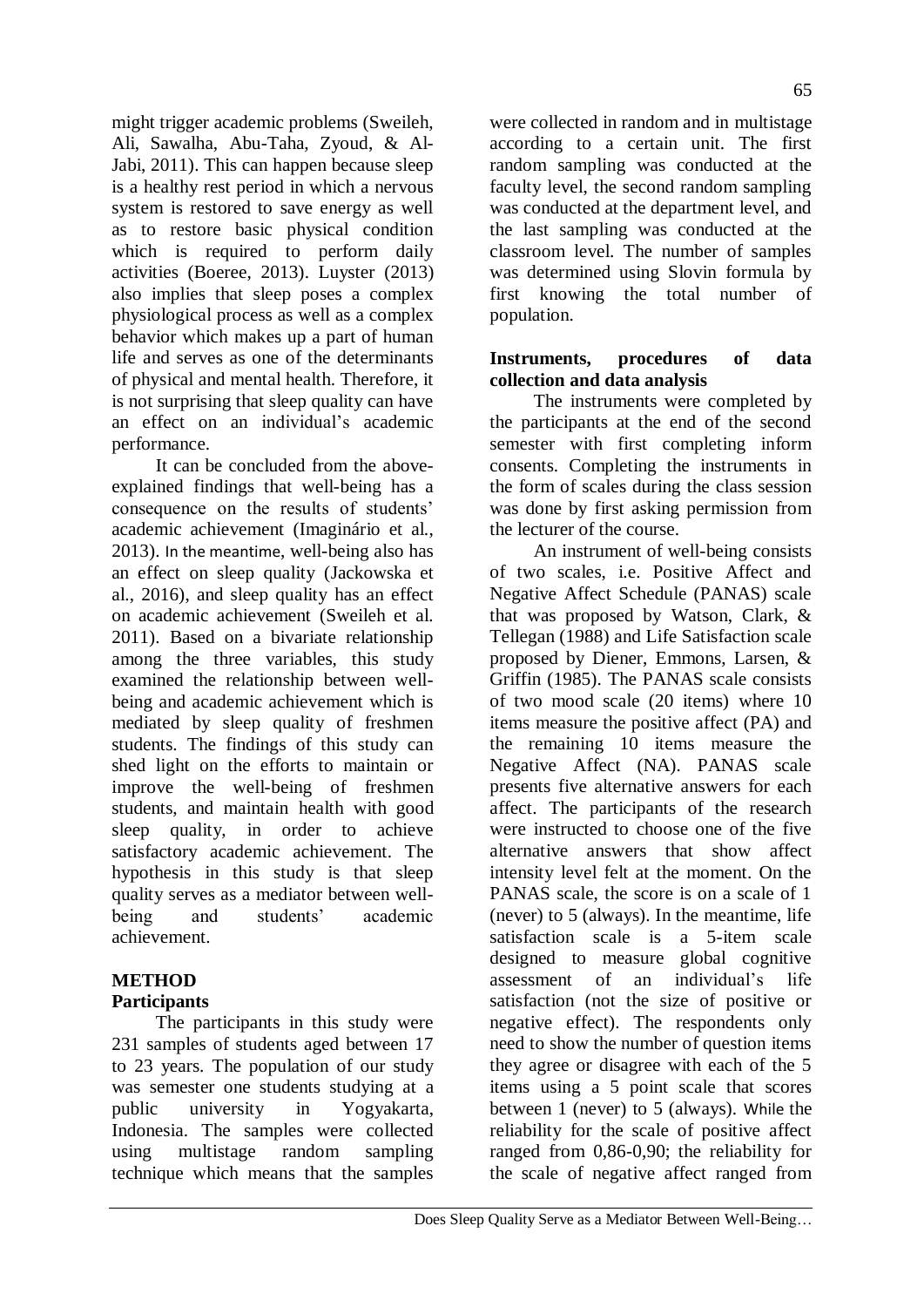might trigger academic problems (Sweileh, Ali, Sawalha, Abu-Taha, Zyoud, & Al-Jabi, 2011). This can happen because sleep is a healthy rest period in which a nervous system is restored to save energy as well as to restore basic physical condition which is required to perform daily activities (Boeree, 2013). Luyster (2013) also implies that sleep poses a complex physiological process as well as a complex behavior which makes up a part of human life and serves as one of the determinants of physical and mental health. Therefore, it is not surprising that sleep quality can have an effect on an individual's academic performance.

It can be concluded from the above-explained findings that well-being has a consequence on the results of students' academic achievement (Imaginário et al., 2013). In the meantime, well-being also has an effect on sleep quality (Jackowska et al., 2016), and sleep quality has an effect on academic achievement (Sweileh et al. 2011). Based on a bivariate relationship among the three variables, this study examined the relationship between well-being and academic achievement which is mediated by sleep quality of freshmen students. The findings of this study can shed light on the efforts to maintain or improve the well-being of freshmen students, and maintain health with good sleep quality, in order to achieve satisfactory academic achievement. The hypothesis in this study is that sleep quality serves as a mediator between well-being and students' academic achievement.

## METHOD

### Participants

The participants in this study were 231 samples of students aged between 17 to 23 years. The population of our study was semester one students studying at a public university in Yogyakarta, Indonesia. The samples were collected using multistage random sampling technique which means that the samples were collected in random and in multistage according to a certain unit. The first random sampling was conducted at the faculty level, the second random sampling was conducted at the department level, and the last sampling was conducted at the classroom level. The number of samples was determined using Slovin formula by first knowing the total number of population.

### Instruments, procedures of data collection and data analysis

The instruments were completed by the participants at the end of the second semester with first completing inform consents. Completing the instruments in the form of scales during the class session was done by first asking permission from the lecturer of the course.

An instrument of well-being consists of two scales, i.e. Positive Affect and Negative Affect Schedule (PANAS) scale that was proposed by Watson, Clark, & Tellegan (1988) and Life Satisfaction scale proposed by Diener, Emmons, Larsen, & Griffin (1985). The PANAS scale consists of two mood scale (20 items) where 10 items measure the positive affect (PA) and the remaining 10 items measure the Negative Affect (NA). PANAS scale presents five alternative answers for each affect. The participants of the research were instructed to choose one of the five alternative answers that show affect intensity level felt at the moment. On the PANAS scale, the score is on a scale of 1 (never) to 5 (always). In the meantime, life satisfaction scale is a 5-item scale designed to measure global cognitive assessment of an individual's life satisfaction (not the size of positive or negative effect). The respondents only need to show the number of question items they agree or disagree with each of the 5 items using a 5 point scale that scores between 1 (never) to 5 (always). While the reliability for the scale of positive affect ranged from 0,86-0,90; the reliability for the scale of negative affect ranged from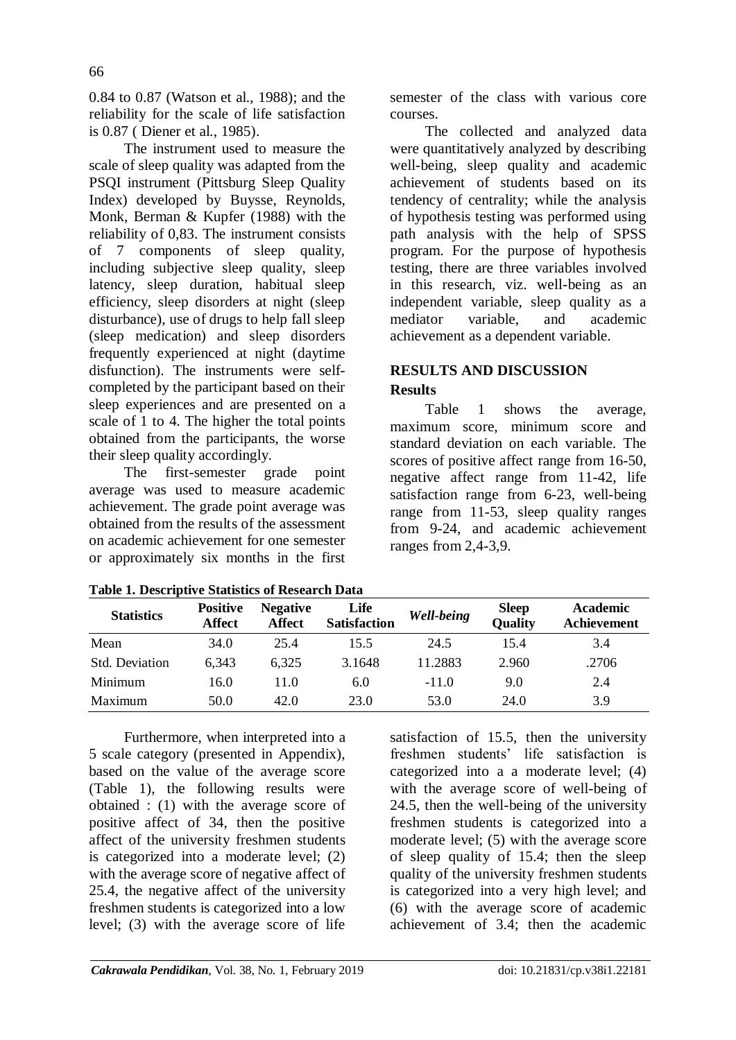0.84 to 0.87 (Watson et al., 1988); and the reliability for the scale of life satisfaction is 0.87 ( Diener et al., 1985).

The instrument used to measure the scale of sleep quality was adapted from the PSQI instrument (Pittsburg Sleep Quality Index) developed by Buysse, Reynolds, Monk, Berman & Kupfer (1988) with the reliability of 0,83. The instrument consists of 7 components of sleep quality, including subjective sleep quality, sleep latency, sleep duration, habitual sleep efficiency, sleep disorders at night (sleep disturbance), use of drugs to help fall sleep (sleep medication) and sleep disorders frequently experienced at night (daytime disfunction). The instruments were self-completed by the participant based on their sleep experiences and are presented on a scale of 1 to 4. The higher the total points obtained from the participants, the worse their sleep quality accordingly.

The first-semester grade point average was used to measure academic achievement. The grade point average was obtained from the results of the assessment on academic achievement for one semester or approximately six months in the first semester of the class with various core courses.

The collected and analyzed data were quantitatively analyzed by describing well-being, sleep quality and academic achievement of students based on its tendency of centrality; while the analysis of hypothesis testing was performed using path analysis with the help of SPSS program. For the purpose of hypothesis testing, there are three variables involved in this research, viz. well-being as an independent variable, sleep quality as a mediator variable, and academic achievement as a dependent variable.

## RESULTS AND DISCUSSION

### Results

Table 1 shows the average, maximum score, minimum score and standard deviation on each variable. The scores of positive affect range from 16-50, negative affect range from 11-42, life satisfaction range from 6-23, well-being range from 11-53, sleep quality ranges from 9-24, and academic achievement ranges from 2,4-3,9.

**Table 1. Descriptive Statistics of Research Data**

| Statistics | Positive Affect | Negative Affect | Life Satisfaction | *Well-being* | Sleep Quality | Academic Achievement |
|---|---|---|---|---|---|---|
| Mean | 34.0 | 25.4 | 15.5 | 24.5 | 15.4 | 3.4 |
| Std. Deviation | 6,343 | 6,325 | 3.1648 | 11.2883 | 2.960 | .2706 |
| Minimum | 16.0 | 11.0 | 6.0 | -11.0 | 9.0 | 2.4 |
| Maximum | 50.0 | 42.0 | 23.0 | 53.0 | 24.0 | 3.9 |

Furthermore, when interpreted into a 5 scale category (presented in Appendix), based on the value of the average score (Table 1), the following results were obtained : (1) with the average score of positive affect of 34, then the positive affect of the university freshmen students is categorized into a moderate level; (2) with the average score of negative affect of 25.4, the negative affect of the university freshmen students is categorized into a low level; (3) with the average score of life satisfaction of 15.5, then the university freshmen students' life satisfaction is categorized into a a moderate level; (4) with the average score of well-being of 24.5, then the well-being of the university freshmen students is categorized into a moderate level; (5) with the average score of sleep quality of 15.4; then the sleep quality of the university freshmen students is categorized into a very high level; and (6) with the average score of academic achievement of 3.4; then the academic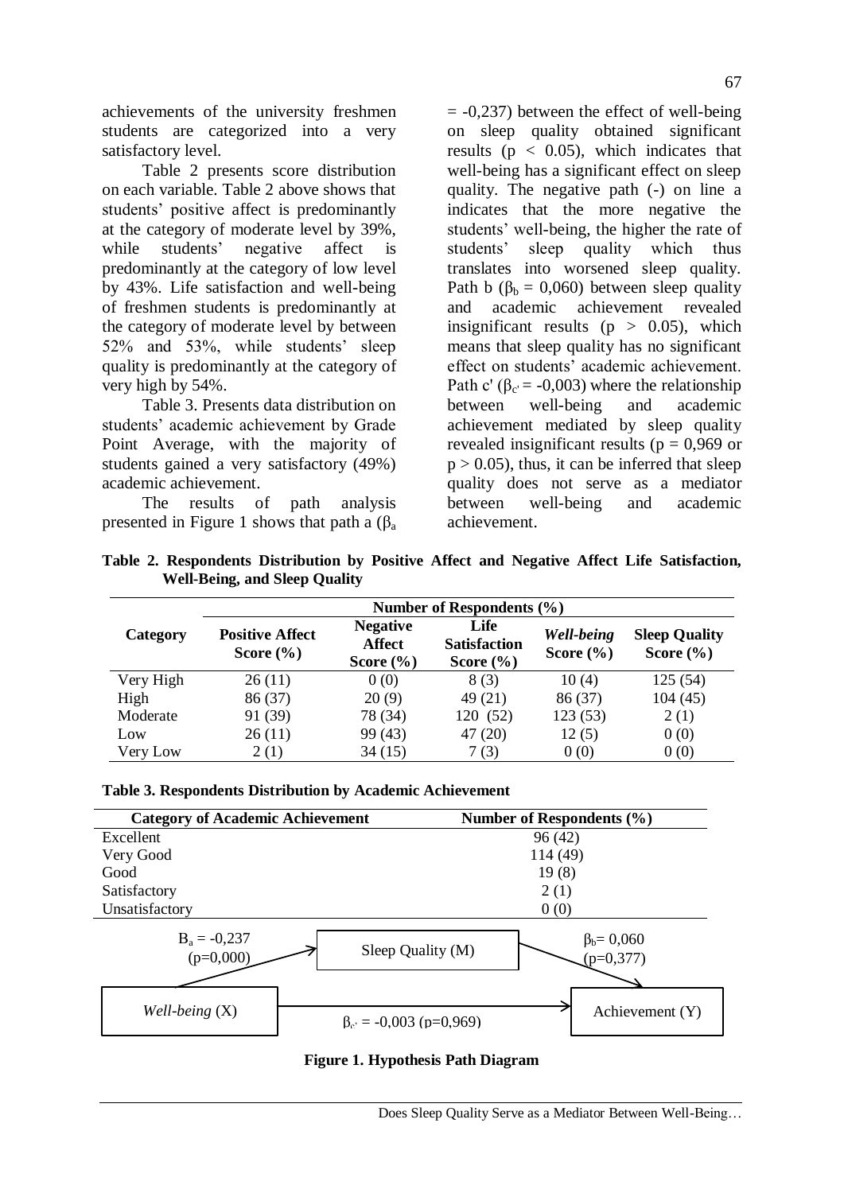achievements of the university freshmen students are categorized into a very satisfactory level.

Table 2 presents score distribution on each variable. Table 2 above shows that students' positive affect is predominantly at the category of moderate level by 39%, while students' negative affect is predominantly at the category of low level by 43%. Life satisfaction and well-being of freshmen students is predominantly at the category of moderate level by between 52% and 53%, while students' sleep quality is predominantly at the category of very high by 54%.

Table 3. Presents data distribution on students' academic achievement by Grade Point Average, with the majority of students gained a very satisfactory (49%) academic achievement.

The results of path analysis presented in Figure 1 shows that path a ($\beta_a = -0{,}237$) between the effect of well-being on sleep quality obtained significant results ($p < 0.05$), which indicates that well-being has a significant effect on sleep quality. The negative path (-) on line a indicates that the more negative the students' well-being, the higher the rate of students' sleep quality which thus translates into worsened sleep quality. Path b ($\beta_b = 0{,}060$) between sleep quality and academic achievement revealed insignificant results ($p > 0.05$), which means that sleep quality has no significant effect on students' academic achievement. Path c' ($\beta_{c'} = -0{,}003$) where the relationship between well-being and academic achievement mediated by sleep quality revealed insignificant results ($p = 0{,}969$ or $p > 0.05$), thus, it can be inferred that sleep quality does not serve as a mediator between well-being and academic achievement.

**Table 2. Respondents Distribution by Positive Affect and Negative Affect Life Satisfaction, Well-Being, and Sleep Quality**

| Category | Number of Respondents (%) | | | | |
|---|---|---|---|---|---|
| | Positive Affect Score (%) | Negative Affect Score (%) | Life Satisfaction Score (%) | *Well-being* Score (%) | Sleep Quality Score (%) |
| Very High | 26 (11) | 0 (0) | 8 (3) | 10 (4) | 125 (54) |
| High | 86 (37) | 20 (9) | 49 (21) | 86 (37) | 104 (45) |
| Moderate | 91 (39) | 78 (34) | 120 (52) | 123 (53) | 2 (1) |
| Low | 26 (11) | 99 (43) | 47 (20) | 12 (5) | 0 (0) |
| Very Low | 2 (1) | 34 (15) | 7 (3) | 0 (0) | 0 (0) |

**Table 3. Respondents Distribution by Academic Achievement**

| Category of Academic Achievement | Number of Respondents (%) |
|---|---|
| Excellent | 96 (42) |
| Very Good | 114 (49) |
| Good | 19 (8) |
| Satisfactory | 2 (1) |
| Unsatisfactory | 0 (0) |

$B_a = -0{,}237$ (p=0,000)

Sleep Quality (M)

$\beta_b = 0{,}060$ (p=0,377)

*Well-being* (X)

$\beta_{c'} = -0{,}003$ (p=0,969)

Achievement (Y)

**Figure 1. Hypothesis Path Diagram**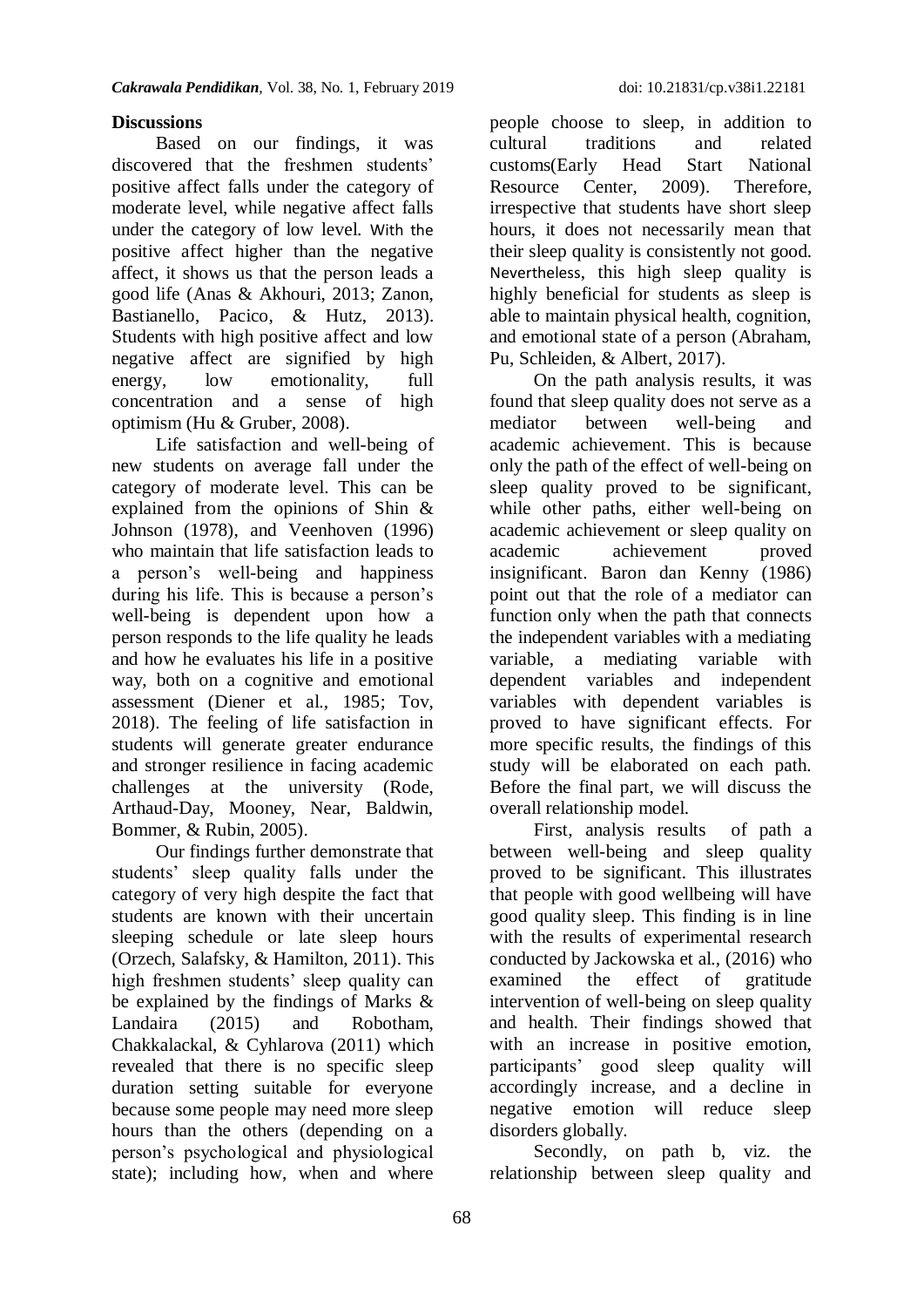## Discussions

Based on our findings, it was discovered that the freshmen students' positive affect falls under the category of moderate level, while negative affect falls under the category of low level. With the positive affect higher than the negative affect, it shows us that the person leads a good life (Anas & Akhouri, 2013; Zanon, Bastianello, Pacico, & Hutz, 2013). Students with high positive affect and low negative affect are signified by high energy, low emotionality, full concentration and a sense of high optimism (Hu & Gruber, 2008).

Life satisfaction and well-being of new students on average fall under the category of moderate level. This can be explained from the opinions of Shin & Johnson (1978), and Veenhoven (1996) who maintain that life satisfaction leads to a person's well-being and happiness during his life. This is because a person's well-being is dependent upon how a person responds to the life quality he leads and how he evaluates his life in a positive way, both on a cognitive and emotional assessment (Diener et al., 1985; Tov, 2018). The feeling of life satisfaction in students will generate greater endurance and stronger resilience in facing academic challenges at the university (Rode, Arthaud-Day, Mooney, Near, Baldwin, Bommer, & Rubin, 2005).

Our findings further demonstrate that students' sleep quality falls under the category of very high despite the fact that students are known with their uncertain sleeping schedule or late sleep hours (Orzech, Salafsky, & Hamilton, 2011). This high freshmen students' sleep quality can be explained by the findings of Marks & Landaira (2015) and Robotham, Chakkalackal, & Cyhlarova (2011) which revealed that there is no specific sleep duration setting suitable for everyone because some people may need more sleep hours than the others (depending on a person's psychological and physiological state); including how, when and where people choose to sleep, in addition to cultural traditions and related customs(Early Head Start National Resource Center, 2009). Therefore, irrespective that students have short sleep hours, it does not necessarily mean that their sleep quality is consistently not good. Nevertheless, this high sleep quality is highly beneficial for students as sleep is able to maintain physical health, cognition, and emotional state of a person (Abraham, Pu, Schleiden, & Albert, 2017).

On the path analysis results, it was found that sleep quality does not serve as a mediator between well-being and academic achievement. This is because only the path of the effect of well-being on sleep quality proved to be significant, while other paths, either well-being on academic achievement or sleep quality on academic achievement proved insignificant. Baron dan Kenny (1986) point out that the role of a mediator can function only when the path that connects the independent variables with a mediating variable, a mediating variable with dependent variables and independent variables with dependent variables is proved to have significant effects. For more specific results, the findings of this study will be elaborated on each path. Before the final part, we will discuss the overall relationship model.

First, analysis results of path a between well-being and sleep quality proved to be significant. This illustrates that people with good wellbeing will have good quality sleep. This finding is in line with the results of experimental research conducted by Jackowska et al., (2016) who examined the effect of gratitude intervention of well-being on sleep quality and health. Their findings showed that with an increase in positive emotion, participants' good sleep quality will accordingly increase, and a decline in negative emotion will reduce sleep disorders globally.

Secondly, on path b, viz. the relationship between sleep quality and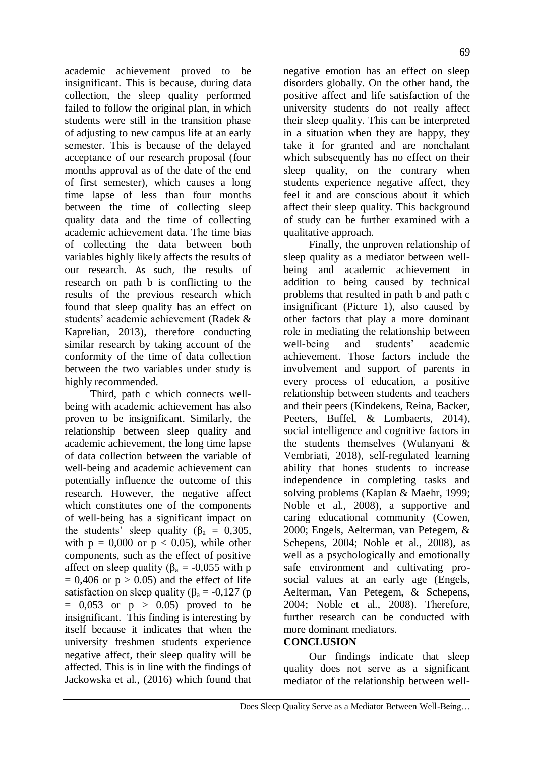academic achievement proved to be insignificant. This is because, during data collection, the sleep quality performed failed to follow the original plan, in which students were still in the transition phase of adjusting to new campus life at an early semester. This is because of the delayed acceptance of our research proposal (four months approval as of the date of the end of first semester), which causes a long time lapse of less than four months between the time of collecting sleep quality data and the time of collecting academic achievement data. The time bias of collecting the data between both variables highly likely affects the results of our research. As such, the results of research on path b is conflicting to the results of the previous research which found that sleep quality has an effect on students' academic achievement (Radek & Kaprelian, 2013), therefore conducting similar research by taking account of the conformity of the time of data collection between the two variables under study is highly recommended.

Third, path c which connects well-being with academic achievement has also proven to be insignificant. Similarly, the relationship between sleep quality and academic achievement, the long time lapse of data collection between the variable of well-being and academic achievement can potentially influence the outcome of this research. However, the negative affect which constitutes one of the components of well-being has a significant impact on the students' sleep quality ($\beta_a$ = 0,305, with p = 0,000 or $p < 0.05$), while other components, such as the effect of positive affect on sleep quality ($\beta_a$ = -0,055 with p = 0,406 or $p > 0.05$) and the effect of life satisfaction on sleep quality ($\beta_a$ = -0,127 (p = 0,053 or $p > 0.05$) proved to be insignificant. This finding is interesting by itself because it indicates that when the university freshmen students experience negative affect, their sleep quality will be affected. This is in line with the findings of Jackowska et al., (2016) which found that negative emotion has an effect on sleep disorders globally. On the other hand, the positive affect and life satisfaction of the university students do not really affect their sleep quality. This can be interpreted in a situation when they are happy, they take it for granted and are nonchalant which subsequently has no effect on their sleep quality, on the contrary when students experience negative affect, they feel it and are conscious about it which affect their sleep quality. This background of study can be further examined with a qualitative approach.

Finally, the unproven relationship of sleep quality as a mediator between well-being and academic achievement in addition to being caused by technical problems that resulted in path b and path c insignificant (Picture 1), also caused by other factors that play a more dominant role in mediating the relationship between well-being and students' academic achievement. Those factors include the involvement and support of parents in every process of education, a positive relationship between students and teachers and their peers (Kindekens, Reina, Backer, Peeters, Buffel, & Lombaerts, 2014), social intelligence and cognitive factors in the students themselves (Wulanyani & Vembriati, 2018), self-regulated learning ability that hones students to increase independence in completing tasks and solving problems (Kaplan & Maehr, 1999; Noble et al., 2008), a supportive and caring educational community (Cowen, 2000; Engels, Aelterman, van Petegem, & Schepens, 2004; Noble et al., 2008), as well as a psychologically and emotionally safe environment and cultivating pro-social values at an early age (Engels, Aelterman, Van Petegem, & Schepens, 2004; Noble et al., 2008). Therefore, further research can be conducted with more dominant mediators.

## CONCLUSION

Our findings indicate that sleep quality does not serve as a significant mediator of the relationship between well-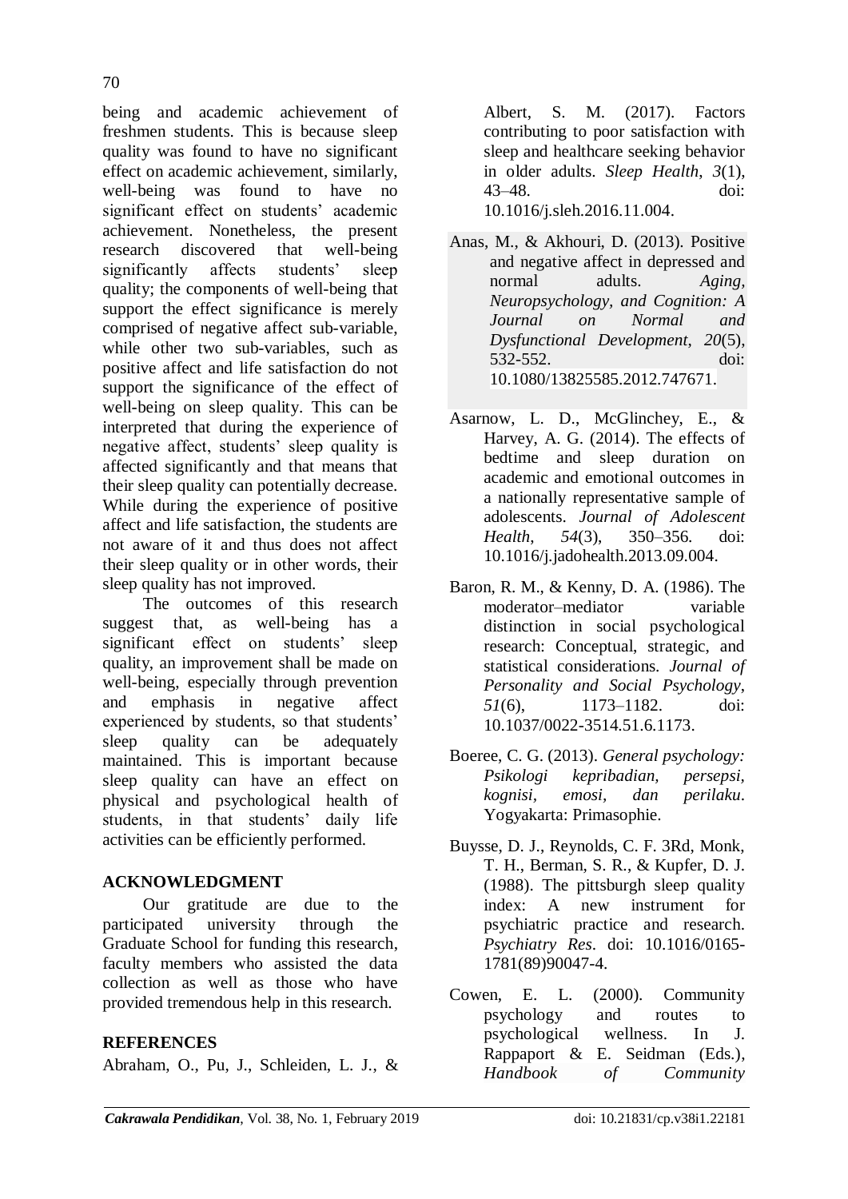being and academic achievement of freshmen students. This is because sleep quality was found to have no significant effect on academic achievement, similarly, well-being was found to have no significant effect on students' academic achievement. Nonetheless, the present research discovered that well-being significantly affects students' sleep quality; the components of well-being that support the effect significance is merely comprised of negative affect sub-variable, while other two sub-variables, such as positive affect and life satisfaction do not support the significance of the effect of well-being on sleep quality. This can be interpreted that during the experience of negative affect, students' sleep quality is affected significantly and that means that their sleep quality can potentially decrease. While during the experience of positive affect and life satisfaction, the students are not aware of it and thus does not affect their sleep quality or in other words, their sleep quality has not improved.

The outcomes of this research suggest that, as well-being has a significant effect on students' sleep quality, an improvement shall be made on well-being, especially through prevention and emphasis in negative affect experienced by students, so that students' sleep quality can be adequately maintained. This is important because sleep quality can have an effect on physical and psychological health of students, in that students' daily life activities can be efficiently performed.

## ACKNOWLEDGMENT

Our gratitude are due to the participated university through the Graduate School for funding this research, faculty members who assisted the data collection as well as those who have provided tremendous help in this research.

## REFERENCES

Abraham, O., Pu, J., Schleiden, L. J., & Albert, S. M. (2017). Factors contributing to poor satisfaction with sleep and healthcare seeking behavior in older adults. *Sleep Health*, *3*(1), 43–48. doi: 10.1016/j.sleh.2016.11.004.

Anas, M., & Akhouri, D. (2013). Positive and negative affect in depressed and normal adults. *Aging, Neuropsychology, and Cognition: A Journal on Normal and Dysfunctional Development*, *20*(5), 532-552. doi: 10.1080/13825585.2012.747671.

Asarnow, L. D., McGlinchey, E., & Harvey, A. G. (2014). The effects of bedtime and sleep duration on academic and emotional outcomes in a nationally representative sample of adolescents. *Journal of Adolescent Health*, *54*(3), 350–356. doi: 10.1016/j.jadohealth.2013.09.004.

Baron, R. M., & Kenny, D. A. (1986). The moderator–mediator variable distinction in social psychological research: Conceptual, strategic, and statistical considerations. *Journal of Personality and Social Psychology*, *51*(6), 1173–1182. doi: 10.1037/0022-3514.51.6.1173.

Boeree, C. G. (2013). *General psychology: Psikologi kepribadian, persepsi, kognisi, emosi, dan perilaku*. Yogyakarta: Primasophie.

Buysse, D. J., Reynolds, C. F. 3Rd, Monk, T. H., Berman, S. R., & Kupfer, D. J. (1988). The pittsburgh sleep quality index: A new instrument for psychiatric practice and research. *Psychiatry Res*. doi: 10.1016/0165-1781(89)90047-4.

Cowen, E. L. (2000). Community psychology and routes to psychological wellness. In J. Rappaport & E. Seidman (Eds.), *Handbook of Community*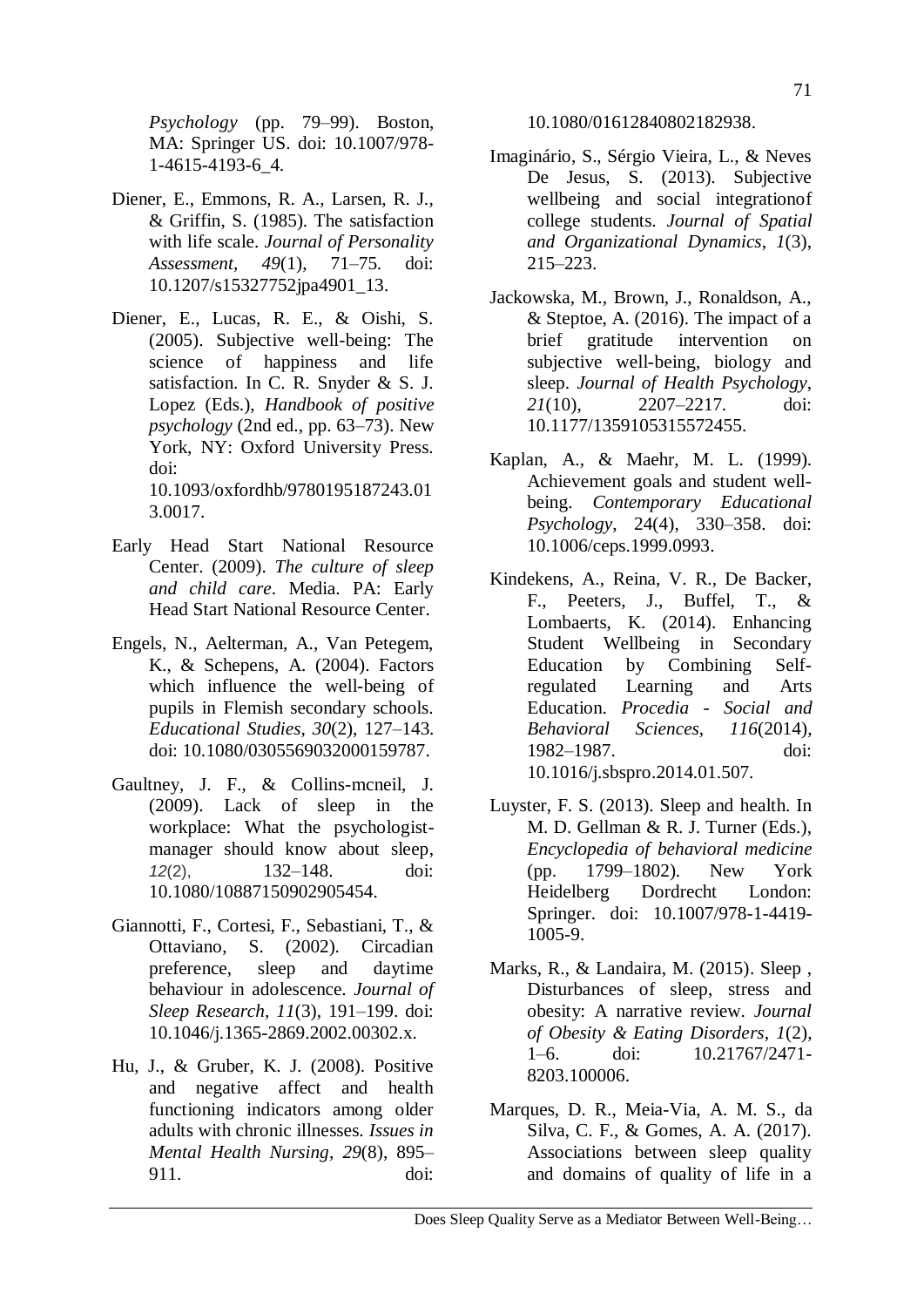*Psychology* (pp. 79–99). Boston, MA: Springer US. doi: 10.1007/978-1-4615-4193-6_4.

Diener, E., Emmons, R. A., Larsen, R. J., & Griffin, S. (1985). The satisfaction with life scale. *Journal of Personality Assessment*, *49*(1), 71–75. doi: 10.1207/s15327752jpa4901_13.

Diener, E., Lucas, R. E., & Oishi, S. (2005). Subjective well-being: The science of happiness and life satisfaction. In C. R. Snyder & S. J. Lopez (Eds.), *Handbook of positive psychology* (2nd ed., pp. 63–73). New York, NY: Oxford University Press. doi: 10.1093/oxfordhb/9780195187243.013.0017.

Early Head Start National Resource Center. (2009). *The culture of sleep and child care*. Media. PA: Early Head Start National Resource Center.

Engels, N., Aelterman, A., Van Petegem, K., & Schepens, A. (2004). Factors which influence the well-being of pupils in Flemish secondary schools. *Educational Studies*, *30*(2), 127–143. doi: 10.1080/0305569032000159787.

Gaultney, J. F., & Collins-mcneil, J. (2009). Lack of sleep in the workplace: What the psychologist-manager should know about sleep, *12*(2), 132–148. doi: 10.1080/10887150902905454.

Giannotti, F., Cortesi, F., Sebastiani, T., & Ottaviano, S. (2002). Circadian preference, sleep and daytime behaviour in adolescence. *Journal of Sleep Research*, *11*(3), 191–199. doi: 10.1046/j.1365-2869.2002.00302.x.

Hu, J., & Gruber, K. J. (2008). Positive and negative affect and health functioning indicators among older adults with chronic illnesses. *Issues in Mental Health Nursing*, *29*(8), 895–911. doi: 10.1080/01612840802182938.

Imaginário, S., Sérgio Vieira, L., & Neves De Jesus, S. (2013). Subjective wellbeing and social integrationof college students. *Journal of Spatial and Organizational Dynamics*, *1*(3), 215–223.

Jackowska, M., Brown, J., Ronaldson, A., & Steptoe, A. (2016). The impact of a brief gratitude intervention on subjective well-being, biology and sleep. *Journal of Health Psychology*, *21*(10), 2207–2217. doi: 10.1177/1359105315572455.

Kaplan, A., & Maehr, M. L. (1999). Achievement goals and student well-being. *Contemporary Educational Psychology*, 24(4), 330–358. doi: 10.1006/ceps.1999.0993.

Kindekens, A., Reina, V. R., De Backer, F., Peeters, J., Buffel, T., & Lombaerts, K. (2014). Enhancing Student Wellbeing in Secondary Education by Combining Self-regulated Learning and Arts Education. *Procedia - Social and Behavioral Sciences*, *116*(2014), 1982–1987. doi: 10.1016/j.sbspro.2014.01.507.

Luyster, F. S. (2013). Sleep and health. In M. D. Gellman & R. J. Turner (Eds.), *Encyclopedia of behavioral medicine* (pp. 1799–1802). New York Heidelberg Dordrecht London: Springer. doi: 10.1007/978-1-4419-1005-9.

Marks, R., & Landaira, M. (2015). Sleep , Disturbances of sleep, stress and obesity: A narrative review. *Journal of Obesity & Eating Disorders*, *1*(2), 1–6. doi: 10.21767/2471-8203.100006.

Marques, D. R., Meia-Via, A. M. S., da Silva, C. F., & Gomes, A. A. (2017). Associations between sleep quality and domains of quality of life in a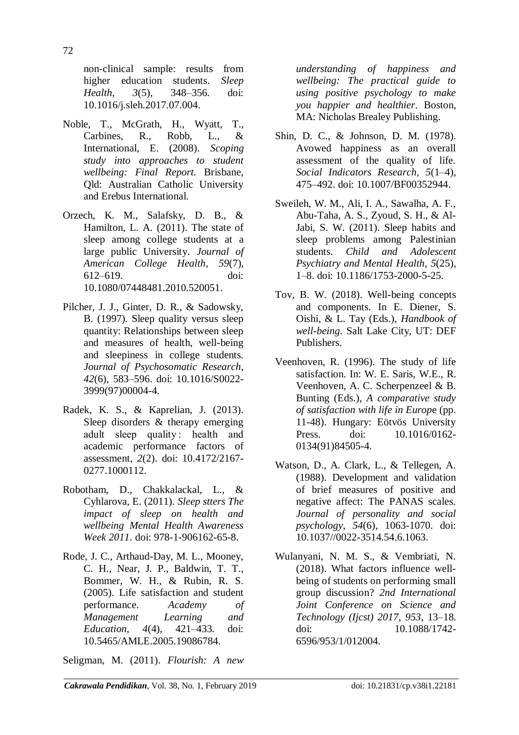non-clinical sample: results from higher education students. *Sleep Health*, *3*(5), 348–356. doi: 10.1016/j.sleh.2017.07.004.

Noble, T., McGrath, H., Wyatt, T., Carbines, R., Robb, L., & International, E. (2008). *Scoping study into approaches to student wellbeing: Final Report.* Brisbane, Qld: Australian Catholic University and Erebus International.

Orzech, K. M., Salafsky, D. B., & Hamilton, L. A. (2011). The state of sleep among college students at a large public University. *Journal of American College Health*, *59*(7), 612–619. doi: 10.1080/07448481.2010.520051.

Pilcher, J. J., Ginter, D. R., & Sadowsky, B. (1997). Sleep quality versus sleep quantity: Relationships between sleep and measures of health, well-being and sleepiness in college students. *Journal of Psychosomatic Research*, *42*(6), 583–596. doi: 10.1016/S0022-3999(97)00004-4.

Radek, K. S., & Kaprelian, J. (2013). Sleep disorders & therapy emerging adult sleep quality : health and academic performance factors of assessment, *2*(2). doi: 10.4172/2167-0277.1000112.

Robotham, D., Chakkalackal, L., & Cyhlarova, E. (2011). *Sleep stters The impact of sleep on health and wellbeing Mental Health Awareness Week 2011*. doi: 978-1-906162-65-8.

Rode, J. C., Arthaud-Day, M. L., Mooney, C. H., Near, J. P., Baldwin, T. T., Bommer, W. H., & Rubin, R. S. (2005). Life satisfaction and student performance. *Academy of Management Learning and Education*, *4*(4), 421–433. doi: 10.5465/AMLE.2005.19086784.

Seligman, M. (2011). *Flourish: A new understanding of happiness and wellbeing: The practical guide to using positive psychology to make you happier and healthier*. Boston, MA: Nicholas Brealey Publishing.

Shin, D. C., & Johnson, D. M. (1978). Avowed happiness as an overall assessment of the quality of life. *Social Indicators Research*, *5*(1–4), 475–492. doi: 10.1007/BF00352944.

Sweileh, W. M., Ali, I. A., Sawalha, A. F., Abu-Taha, A. S., Zyoud, S. H., & Al-Jabi, S. W. (2011). Sleep habits and sleep problems among Palestinian students. *Child and Adolescent Psychiatry and Mental Health*, *5*(25), 1–8. doi: 10.1186/1753-2000-5-25.

Tov, B. W. (2018). Well-being concepts and components. In E. Diener, S. Oishi, & L. Tay (Eds.), *Handbook of well-being*. Salt Lake City, UT: DEF Publishers.

Veenhoven, R. (1996). The study of life satisfaction. In: W. E. Saris, W.E., R. Veenhoven, A. C. Scherpenzeel & B. Bunting (Eds.), *A comparative study of satisfaction with life in Europ*e (pp. 11-48). Hungary: Eötvös University Press. doi: 10.1016/0162-0134(91)84505-4.

Watson, D., A. Clark, L., & Tellegen, A. (1988). Development and validation of brief measures of positive and negative affect: The PANAS scales. *Journal of personality and social psychology*, *54*(6), 1063-1070. doi: 10.1037//0022-3514.54.6.1063.

Wulanyani, N. M. S., & Vembriati, N. (2018). What factors influence well-being of students on performing small group discussion? *2nd International Joint Conference on Science and Technology (Ijcst) 2017*, *953*, 13–18. doi: 10.1088/1742-6596/953/1/012004.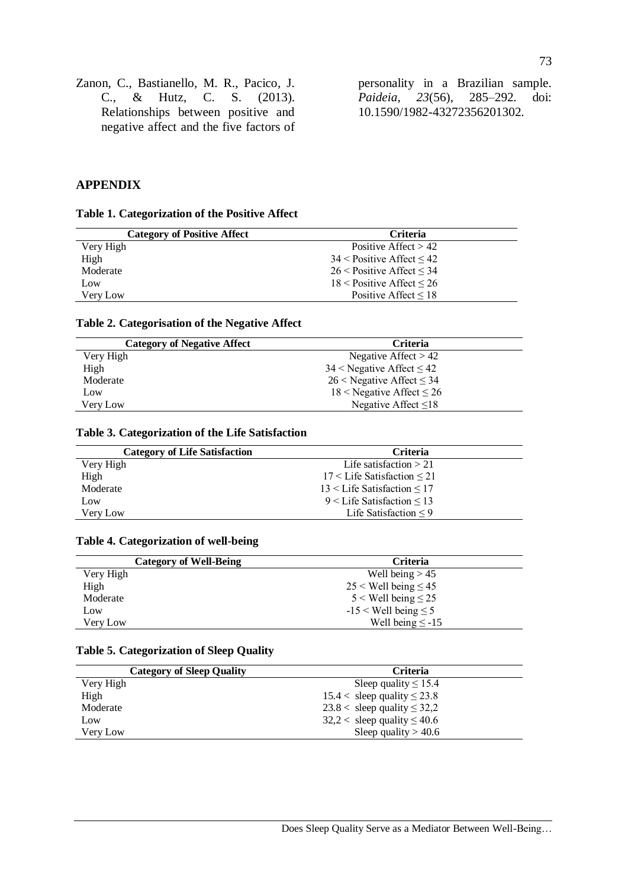Zanon, C., Bastianello, M. R., Pacico, J. C., & Hutz, C. S. (2013). Relationships between positive and negative affect and the five factors of personality in a Brazilian sample. *Paideia*, *23*(56), 285–292. doi: 10.1590/1982-43272356201302.

## APPENDIX

**Table 1. Categorization of the Positive Affect**

| Category of Positive Affect | Criteria |
|---|---|
| Very High | Positive Affect > 42 |
| High | 34 < Positive Affect ≤ 42 |
| Moderate | 26 < Positive Affect ≤ 34 |
| Low | 18 < Positive Affect ≤ 26 |
| Very Low | Positive Affect ≤ 18 |

**Table 2. Categorisation of the Negative Affect**

| Category of Negative Affect | Criteria |
|---|---|
| Very High | Negative Affect > 42 |
| High | 34 < Negative Affect ≤ 42 |
| Moderate | 26 < Negative Affect ≤ 34 |
| Low | 18 < Negative Affect ≤ 26 |
| Very Low | Negative Affect ≤18 |

**Table 3. Categorization of the Life Satisfaction**

| Category of Life Satisfaction | Criteria |
|---|---|
| Very High | Life satisfaction > 21 |
| High | 17 < Life Satisfaction ≤ 21 |
| Moderate | 13 < Life Satisfaction ≤ 17 |
| Low | 9 < Life Satisfaction ≤ 13 |
| Very Low | Life Satisfaction ≤ 9 |

**Table 4. Categorization of well-being**

| Category of Well-Being | Criteria |
|---|---|
| Very High | Well being > 45 |
| High | 25 < Well being ≤ 45 |
| Moderate | 5 < Well being ≤ 25 |
| Low | -15 < Well being ≤ 5 |
| Very Low | Well being ≤ -15 |

**Table 5. Categorization of Sleep Quality**

| Category of Sleep Quality | Criteria |
|---|---|
| Very High | Sleep quality ≤ 15.4 |
| High | 15.4 < sleep quality ≤ 23.8 |
| Moderate | 23.8 < sleep quality ≤ 32,2 |
| Low | 32,2 < sleep quality ≤ 40.6 |
| Very Low | Sleep quality > 40.6 |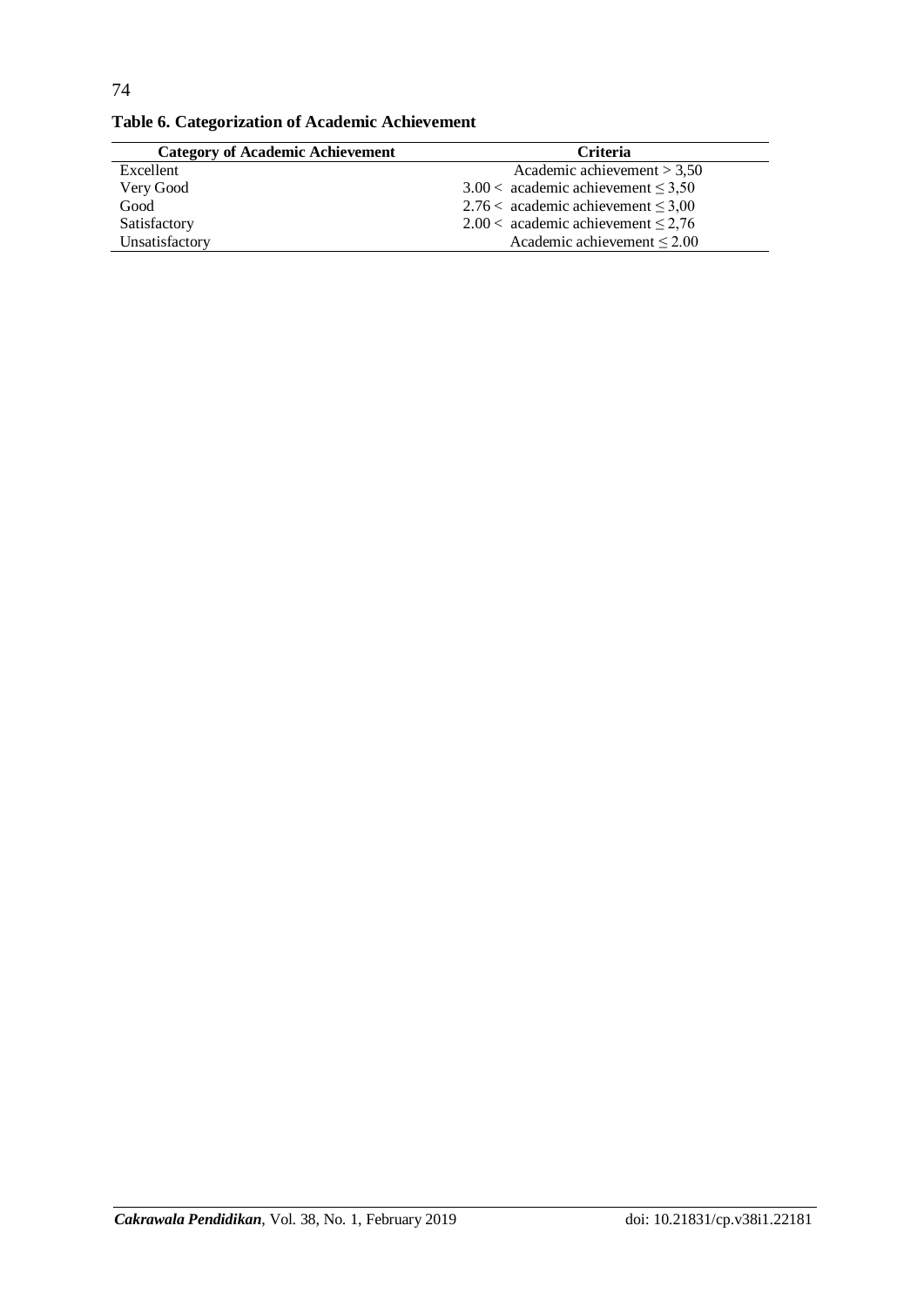**Table 6. Categorization of Academic Achievement**

| Category of Academic Achievement | Criteria |
|---|---|
| Excellent | Academic achievement > 3,50 |
| Very Good | 3.00 < academic achievement ≤ 3,50 |
| Good | 2.76 < academic achievement ≤ 3,00 |
| Satisfactory | 2.00 < academic achievement ≤ 2,76 |
| Unsatisfactory | Academic achievement ≤ 2.00 |